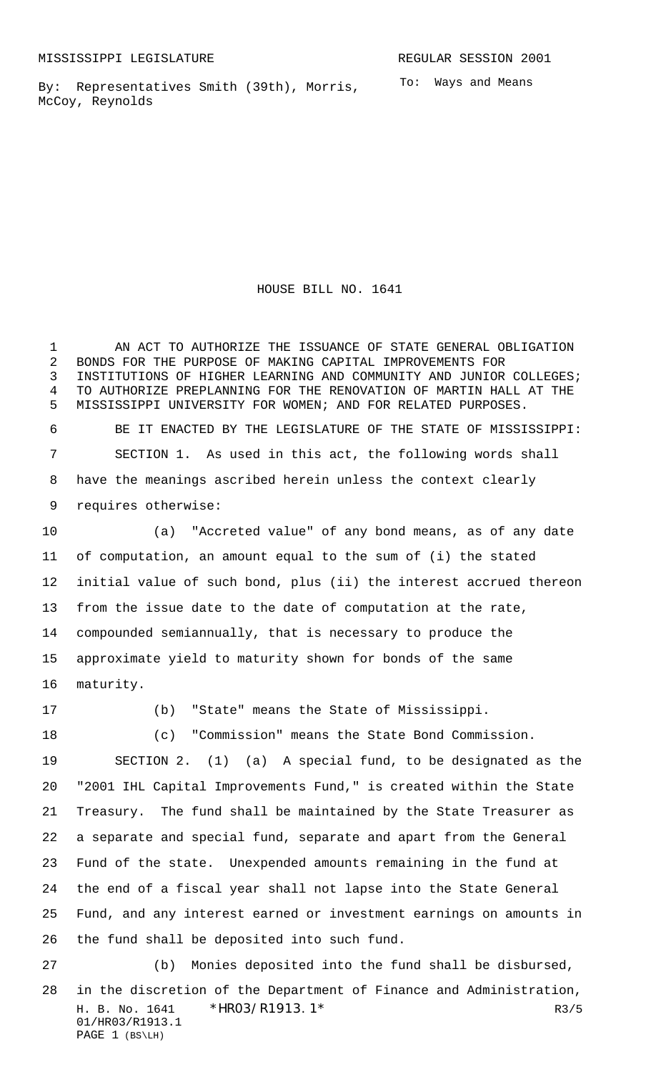MISSISSIPPI LEGISLATURE REGULAR SESSION 2001

By: Representatives Smith (39th), Morris, McCoy, Reynolds

To: Ways and Means

# HOUSE BILL NO. 1641

AN ACT TO AUTHORIZE THE ISSUANCE OF STATE GENERAL OBLIGATION BONDS FOR THE PURPOSE OF MAKING CAPITAL IMPROVEMENTS FOR INSTITUTIONS OF HIGHER LEARNING AND COMMUNITY AND JUNIOR COLLEGES; TO AUTHORIZE PREPLANNING FOR THE RENOVATION OF MARTIN HALL AT THE MISSISSIPPI UNIVERSITY FOR WOMEN; AND FOR RELATED PURPOSES.

BE IT ENACTED BY THE LEGISLATURE OF THE STATE OF MISSISSIPPI:

SECTION 1. As used in this act, the following words shall have the meanings ascribed herein unless the context clearly requires otherwise:

(a) "Accreted value" of any bond means, as of any date of computation, an amount equal to the sum of (i) the stated initial value of such bond, plus (ii) the interest accrued thereon from the issue date to the date of computation at the rate, compounded semiannually, that is necessary to produce the approximate yield to maturity shown for bonds of the same maturity.

(b) "State" means the State of Mississippi.

(c) "Commission" means the State Bond Commission.

SECTION 2. (1) (a) A special fund, to be designated as the "2001 IHL Capital Improvements Fund," is created within the State Treasury. The fund shall be maintained by the State Treasurer as a separate and special fund, separate and apart from the General Fund of the state. Unexpended amounts remaining in the fund at the end of a fiscal year shall not lapse into the State General Fund, and any interest earned or investment earnings on amounts in the fund shall be deposited into such fund.

(b) Monies deposited into the fund shall be disbursed, in the discretion of the Department of Finance and Administration,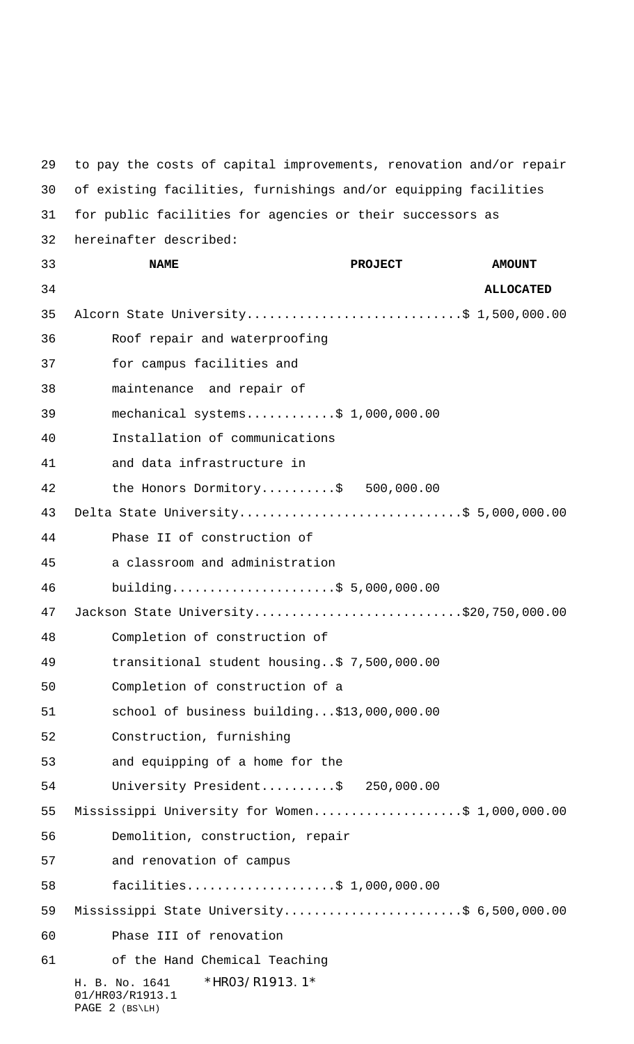to pay the costs of capital improvements, renovation and/or repair of existing facilities, furnishings and/or equipping facilities for public facilities for agencies or their successors as hereinafter described:

| NAME | PROJECT | AMOUNT ALLOCATED |
|---|---|---|
| Alcorn State University | | $ 1,500,000.00 |
| Roof repair and waterproofing for campus facilities and maintenance and repair of mechanical systems | $ 1,000,000.00 | |
| Installation of communications and data infrastructure in the Honors Dormitory | $ 500,000.00 | |
| Delta State University | | $ 5,000,000.00 |
| Phase II of construction of a classroom and administration building | $ 5,000,000.00 | |
| Jackson State University | | $20,750,000.00 |
| Completion of construction of transitional student housing | $ 7,500,000.00 | |
| Completion of construction of a school of business building | $13,000,000.00 | |
| Construction, furnishing and equipping of a home for the University President | $ 250,000.00 | |
| Mississippi University for Women | | $ 1,000,000.00 |
| Demolition, construction, repair and renovation of campus facilities | $ 1,000,000.00 | |
| Mississippi State University | | $ 6,500,000.00 |
| Phase III of renovation of the Hand Chemical Teaching | | |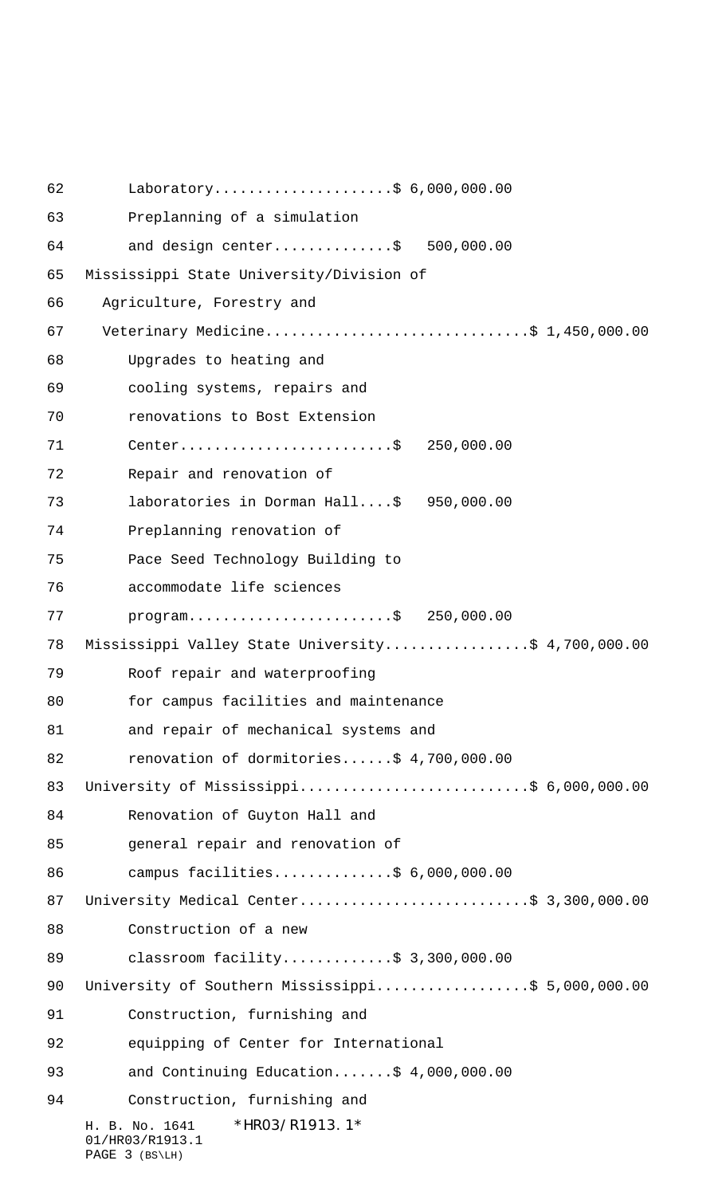Laboratory....................$ 6,000,000.00

Preplanning of a simulation
and design center.............$ 500,000.00

Mississippi State University/Division of
Agriculture, Forestry and
Veterinary Medicine..............................$ 1,450,000.00

Upgrades to heating and
cooling systems, repairs and
renovations to Bost Extension
Center.........................$ 250,000.00

Repair and renovation of
laboratories in Dorman Hall....$ 950,000.00

Preplanning renovation of
Pace Seed Technology Building to
accommodate life sciences
program.......................$ 250,000.00

Mississippi Valley State University.................$ 4,700,000.00

Roof repair and waterproofing
for campus facilities and maintenance
and repair of mechanical systems and
renovation of dormitories......$ 4,700,000.00

University of Mississippi..........................$ 6,000,000.00

Renovation of Guyton Hall and
general repair and renovation of
campus facilities.............$ 6,000,000.00

University Medical Center..........................$ 3,300,000.00

Construction of a new
classroom facility............$ 3,300,000.00

University of Southern Mississippi.................$ 5,000,000.00

Construction, furnishing and
equipping of Center for International
and Continuing Education.......$ 4,000,000.00

Construction, furnishing and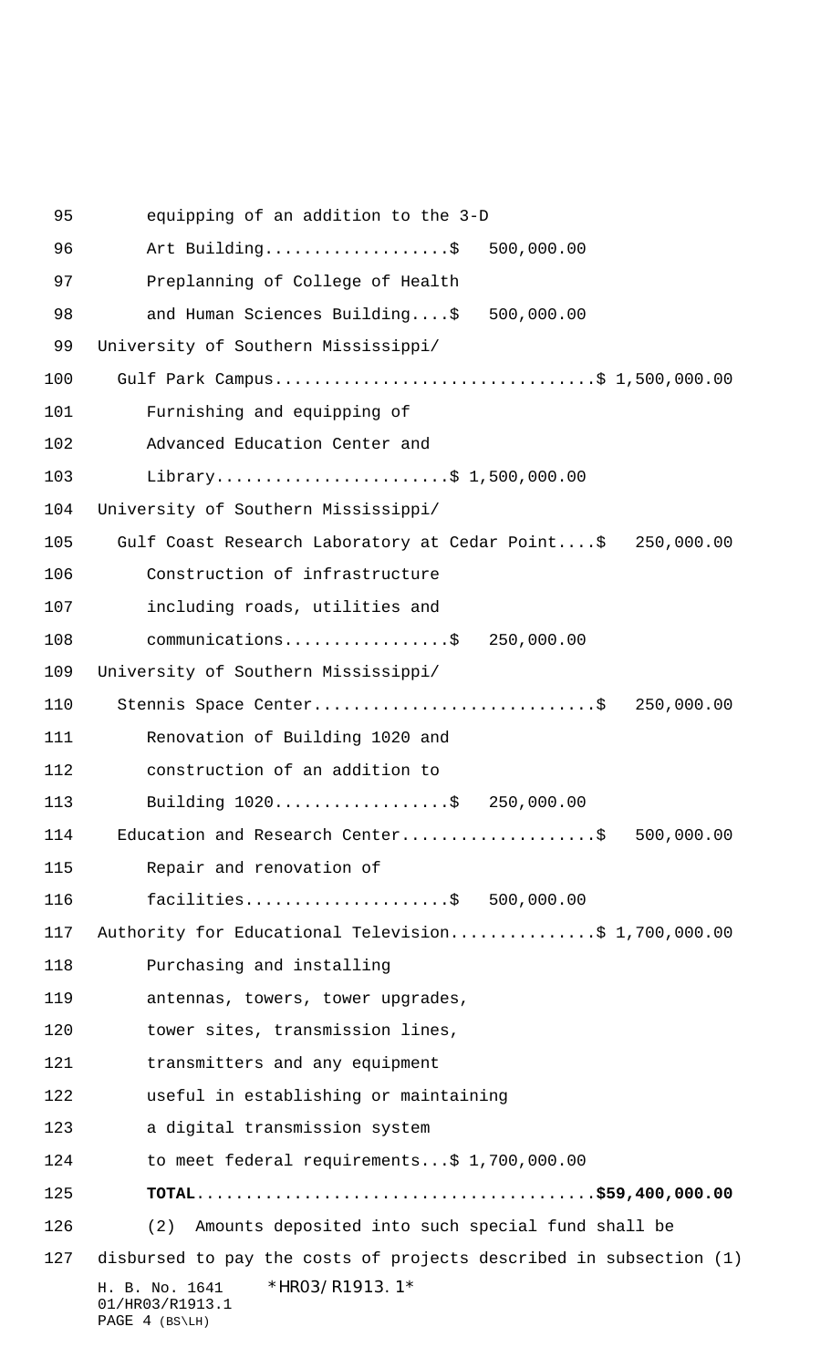equipping of an addition to the 3-D Art Building...................$ 500,000.00

Preplanning of College of Health and Human Sciences Building....$ 500,000.00

University of Southern Mississippi/ Gulf Park Campus................................$ 1,500,000.00

Furnishing and equipping of Advanced Education Center and Library........................$ 1,500,000.00

University of Southern Mississippi/ Gulf Coast Research Laboratory at Cedar Point....$ 250,000.00

Construction of infrastructure including roads, utilities and communications.................$ 250,000.00

University of Southern Mississippi/ Stennis Space Center............................$ 250,000.00

Renovation of Building 1020 and construction of an addition to Building 1020..................$ 250,000.00

Education and Research Center....................$ 500,000.00

Repair and renovation of facilities.....................$ 500,000.00

Authority for Educational Television...............$ 1,700,000.00

Purchasing and installing antennas, towers, tower upgrades, tower sites, transmission lines, transmitters and any equipment useful in establishing or maintaining a digital transmission system to meet federal requirements...$ 1,700,000.00

**TOTAL........................................$59,400,000.00**

(2) Amounts deposited into such special fund shall be disbursed to pay the costs of projects described in subsection (1)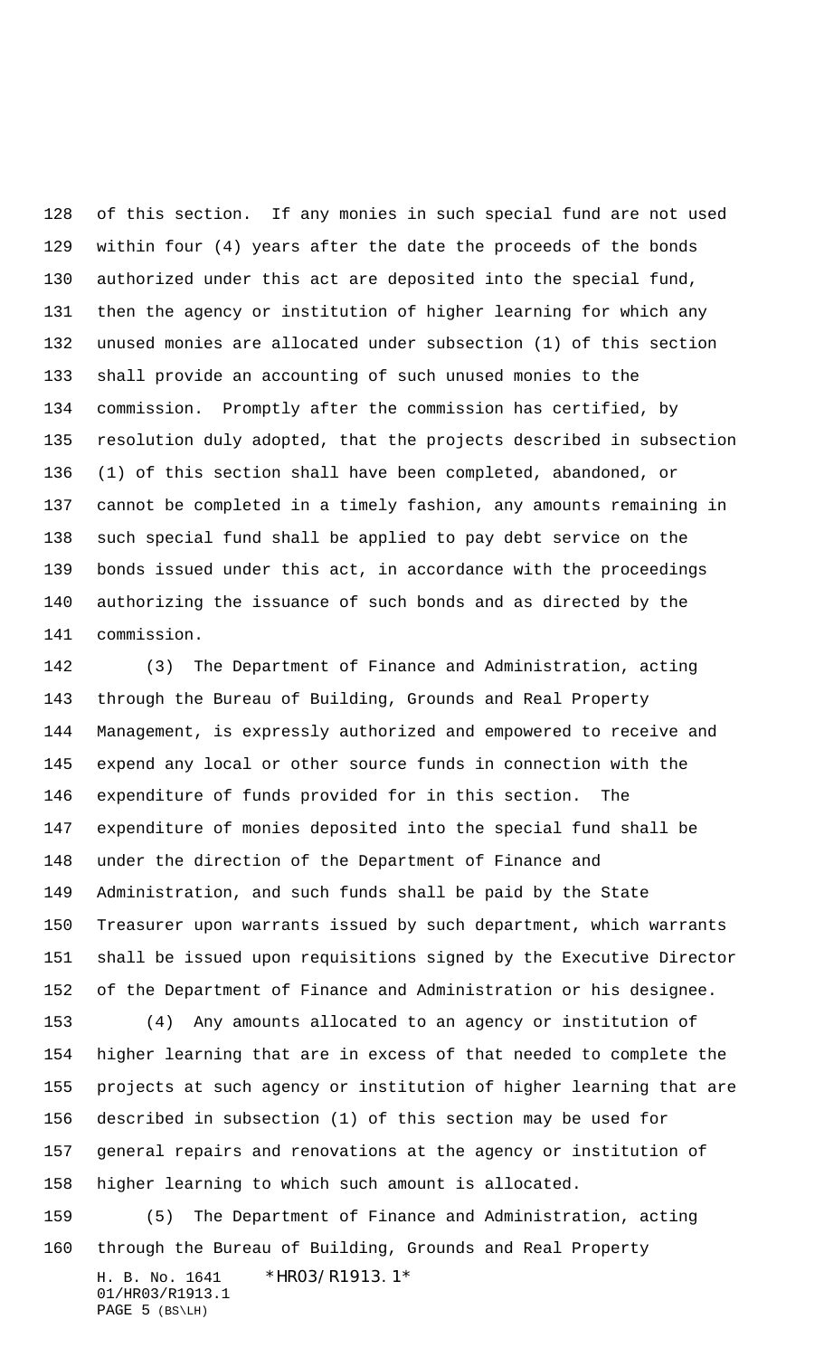of this section. If any monies in such special fund are not used within four (4) years after the date the proceeds of the bonds authorized under this act are deposited into the special fund, then the agency or institution of higher learning for which any unused monies are allocated under subsection (1) of this section shall provide an accounting of such unused monies to the commission. Promptly after the commission has certified, by resolution duly adopted, that the projects described in subsection (1) of this section shall have been completed, abandoned, or cannot be completed in a timely fashion, any amounts remaining in such special fund shall be applied to pay debt service on the bonds issued under this act, in accordance with the proceedings authorizing the issuance of such bonds and as directed by the commission.

(3) The Department of Finance and Administration, acting through the Bureau of Building, Grounds and Real Property Management, is expressly authorized and empowered to receive and expend any local or other source funds in connection with the expenditure of funds provided for in this section. The expenditure of monies deposited into the special fund shall be under the direction of the Department of Finance and Administration, and such funds shall be paid by the State Treasurer upon warrants issued by such department, which warrants shall be issued upon requisitions signed by the Executive Director of the Department of Finance and Administration or his designee.

(4) Any amounts allocated to an agency or institution of higher learning that are in excess of that needed to complete the projects at such agency or institution of higher learning that are described in subsection (1) of this section may be used for general repairs and renovations at the agency or institution of higher learning to which such amount is allocated.

(5) The Department of Finance and Administration, acting through the Bureau of Building, Grounds and Real Property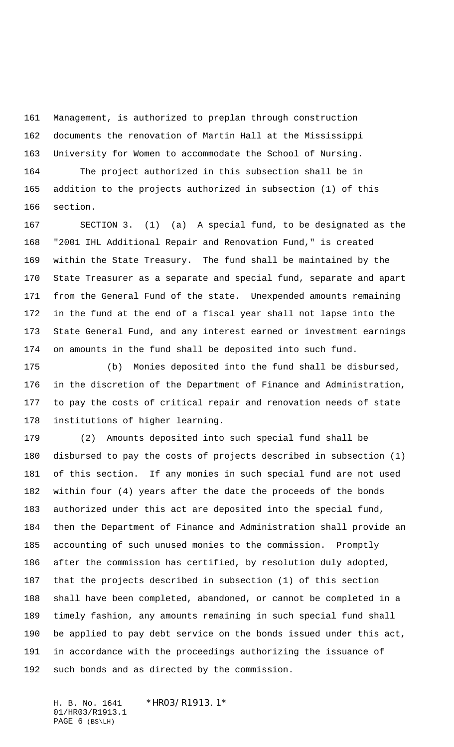Management, is authorized to preplan through construction documents the renovation of Martin Hall at the Mississippi University for Women to accommodate the School of Nursing.

The project authorized in this subsection shall be in addition to the projects authorized in subsection (1) of this section.

SECTION 3. (1) (a) A special fund, to be designated as the "2001 IHL Additional Repair and Renovation Fund," is created within the State Treasury. The fund shall be maintained by the State Treasurer as a separate and special fund, separate and apart from the General Fund of the state. Unexpended amounts remaining in the fund at the end of a fiscal year shall not lapse into the State General Fund, and any interest earned or investment earnings on amounts in the fund shall be deposited into such fund.

(b) Monies deposited into the fund shall be disbursed, in the discretion of the Department of Finance and Administration, to pay the costs of critical repair and renovation needs of state institutions of higher learning.

(2) Amounts deposited into such special fund shall be disbursed to pay the costs of projects described in subsection (1) of this section. If any monies in such special fund are not used within four (4) years after the date the proceeds of the bonds authorized under this act are deposited into the special fund, then the Department of Finance and Administration shall provide an accounting of such unused monies to the commission. Promptly after the commission has certified, by resolution duly adopted, that the projects described in subsection (1) of this section shall have been completed, abandoned, or cannot be completed in a timely fashion, any amounts remaining in such special fund shall be applied to pay debt service on the bonds issued under this act, in accordance with the proceedings authorizing the issuance of such bonds and as directed by the commission.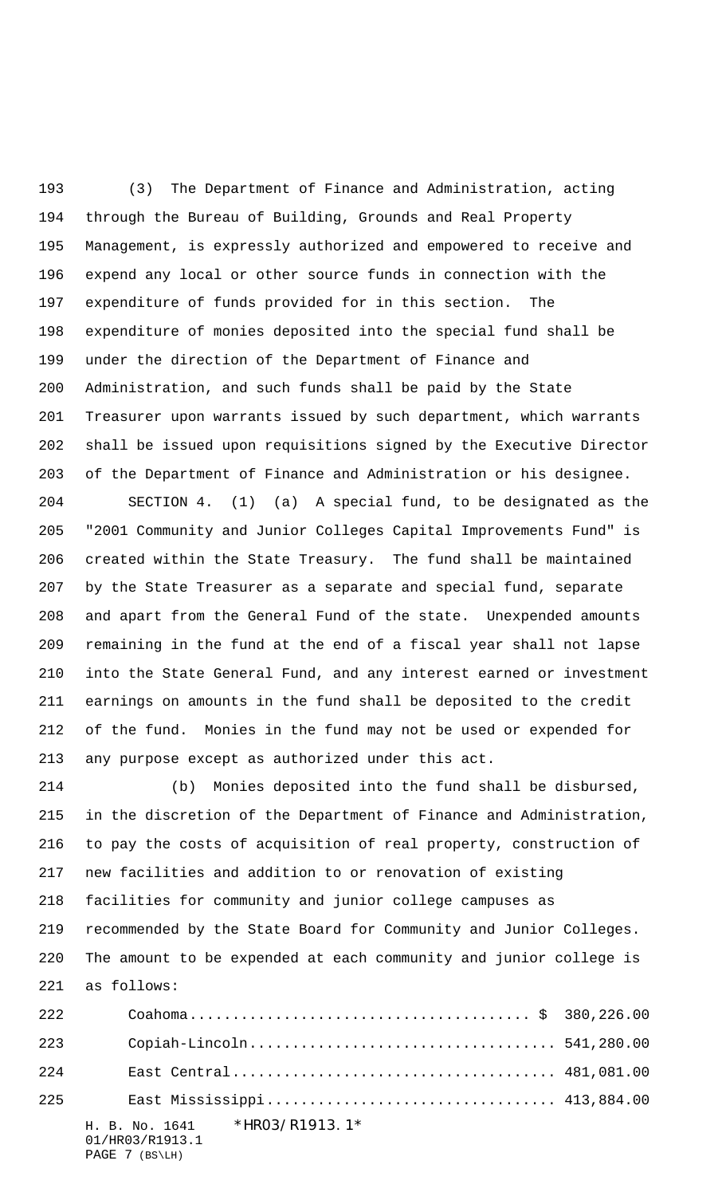(3) The Department of Finance and Administration, acting through the Bureau of Building, Grounds and Real Property Management, is expressly authorized and empowered to receive and expend any local or other source funds in connection with the expenditure of funds provided for in this section. The expenditure of monies deposited into the special fund shall be under the direction of the Department of Finance and Administration, and such funds shall be paid by the State Treasurer upon warrants issued by such department, which warrants shall be issued upon requisitions signed by the Executive Director of the Department of Finance and Administration or his designee.

SECTION 4. (1) (a) A special fund, to be designated as the "2001 Community and Junior Colleges Capital Improvements Fund" is created within the State Treasury. The fund shall be maintained by the State Treasurer as a separate and special fund, separate and apart from the General Fund of the state. Unexpended amounts remaining in the fund at the end of a fiscal year shall not lapse into the State General Fund, and any interest earned or investment earnings on amounts in the fund shall be deposited to the credit of the fund. Monies in the fund may not be used or expended for any purpose except as authorized under this act.

(b) Monies deposited into the fund shall be disbursed, in the discretion of the Department of Finance and Administration, to pay the costs of acquisition of real property, construction of new facilities and addition to or renovation of existing facilities for community and junior college campuses as recommended by the State Board for Community and Junior Colleges. The amount to be expended at each community and junior college is as follows:

| | |
|---|---|
| Coahoma | $ 380,226.00 |
| Copiah-Lincoln | 541,280.00 |
| East Central | 481,081.00 |
| East Mississippi | 413,884.00 |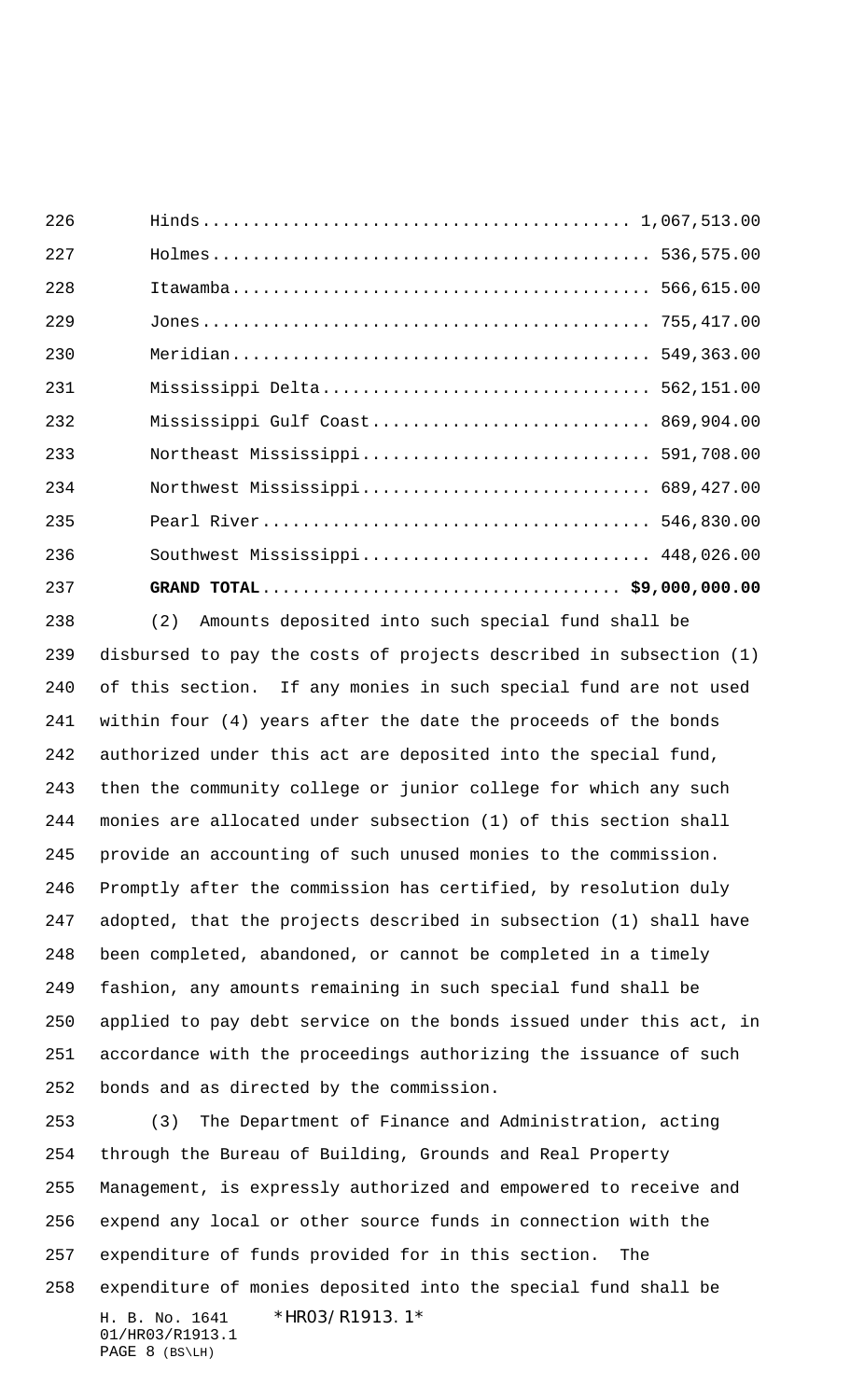| | |
|---|---|
| Hinds | 1,067,513.00 |
| Holmes | 536,575.00 |
| Itawamba | 566,615.00 |
| Jones | 755,417.00 |
| Meridian | 549,363.00 |
| Mississippi Delta | 562,151.00 |
| Mississippi Gulf Coast | 869,904.00 |
| Northeast Mississippi | 591,708.00 |
| Northwest Mississippi | 689,427.00 |
| Pearl River | 546,830.00 |
| Southwest Mississippi | 448,026.00 |
| **GRAND TOTAL** | **$9,000,000.00** |

(2) Amounts deposited into such special fund shall be disbursed to pay the costs of projects described in subsection (1) of this section. If any monies in such special fund are not used within four (4) years after the date the proceeds of the bonds authorized under this act are deposited into the special fund, then the community college or junior college for which any such monies are allocated under subsection (1) of this section shall provide an accounting of such unused monies to the commission. Promptly after the commission has certified, by resolution duly adopted, that the projects described in subsection (1) shall have been completed, abandoned, or cannot be completed in a timely fashion, any amounts remaining in such special fund shall be applied to pay debt service on the bonds issued under this act, in accordance with the proceedings authorizing the issuance of such bonds and as directed by the commission.

(3) The Department of Finance and Administration, acting through the Bureau of Building, Grounds and Real Property Management, is expressly authorized and empowered to receive and expend any local or other source funds in connection with the expenditure of funds provided for in this section. The expenditure of monies deposited into the special fund shall be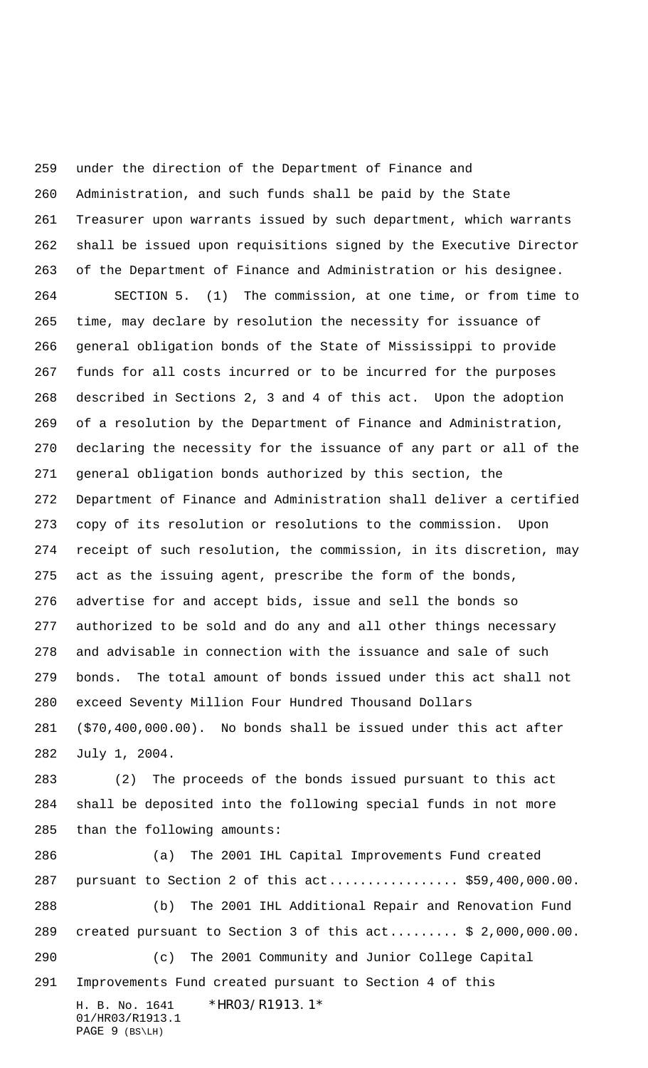under the direction of the Department of Finance and Administration, and such funds shall be paid by the State Treasurer upon warrants issued by such department, which warrants shall be issued upon requisitions signed by the Executive Director of the Department of Finance and Administration or his designee.

SECTION 5. (1) The commission, at one time, or from time to time, may declare by resolution the necessity for issuance of general obligation bonds of the State of Mississippi to provide funds for all costs incurred or to be incurred for the purposes described in Sections 2, 3 and 4 of this act. Upon the adoption of a resolution by the Department of Finance and Administration, declaring the necessity for the issuance of any part or all of the general obligation bonds authorized by this section, the Department of Finance and Administration shall deliver a certified copy of its resolution or resolutions to the commission. Upon receipt of such resolution, the commission, in its discretion, may act as the issuing agent, prescribe the form of the bonds, advertise for and accept bids, issue and sell the bonds so authorized to be sold and do any and all other things necessary and advisable in connection with the issuance and sale of such bonds. The total amount of bonds issued under this act shall not exceed Seventy Million Four Hundred Thousand Dollars ($70,400,000.00). No bonds shall be issued under this act after July 1, 2004.

(2) The proceeds of the bonds issued pursuant to this act shall be deposited into the following special funds in not more than the following amounts:

(a) The 2001 IHL Capital Improvements Fund created pursuant to Section 2 of this act................. $59,400,000.00.

(b) The 2001 IHL Additional Repair and Renovation Fund created pursuant to Section 3 of this act......... $ 2,000,000.00.

(c) The 2001 Community and Junior College Capital Improvements Fund created pursuant to Section 4 of this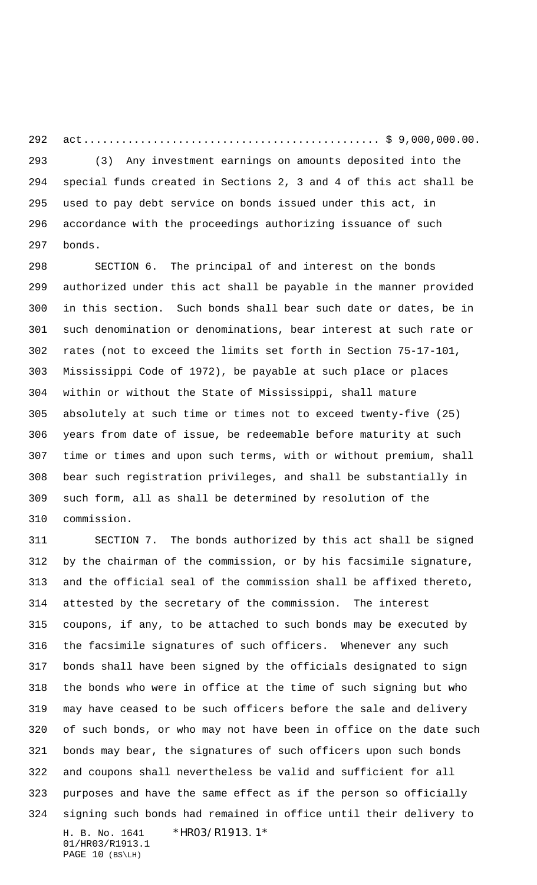act............................................... $ 9,000,000.00.

(3) Any investment earnings on amounts deposited into the special funds created in Sections 2, 3 and 4 of this act shall be used to pay debt service on bonds issued under this act, in accordance with the proceedings authorizing issuance of such bonds.

SECTION 6. The principal of and interest on the bonds authorized under this act shall be payable in the manner provided in this section. Such bonds shall bear such date or dates, be in such denomination or denominations, bear interest at such rate or rates (not to exceed the limits set forth in Section 75-17-101, Mississippi Code of 1972), be payable at such place or places within or without the State of Mississippi, shall mature absolutely at such time or times not to exceed twenty-five (25) years from date of issue, be redeemable before maturity at such time or times and upon such terms, with or without premium, shall bear such registration privileges, and shall be substantially in such form, all as shall be determined by resolution of the commission.

SECTION 7. The bonds authorized by this act shall be signed by the chairman of the commission, or by his facsimile signature, and the official seal of the commission shall be affixed thereto, attested by the secretary of the commission. The interest coupons, if any, to be attached to such bonds may be executed by the facsimile signatures of such officers. Whenever any such bonds shall have been signed by the officials designated to sign the bonds who were in office at the time of such signing but who may have ceased to be such officers before the sale and delivery of such bonds, or who may not have been in office on the date such bonds may bear, the signatures of such officers upon such bonds and coupons shall nevertheless be valid and sufficient for all purposes and have the same effect as if the person so officially signing such bonds had remained in office until their delivery to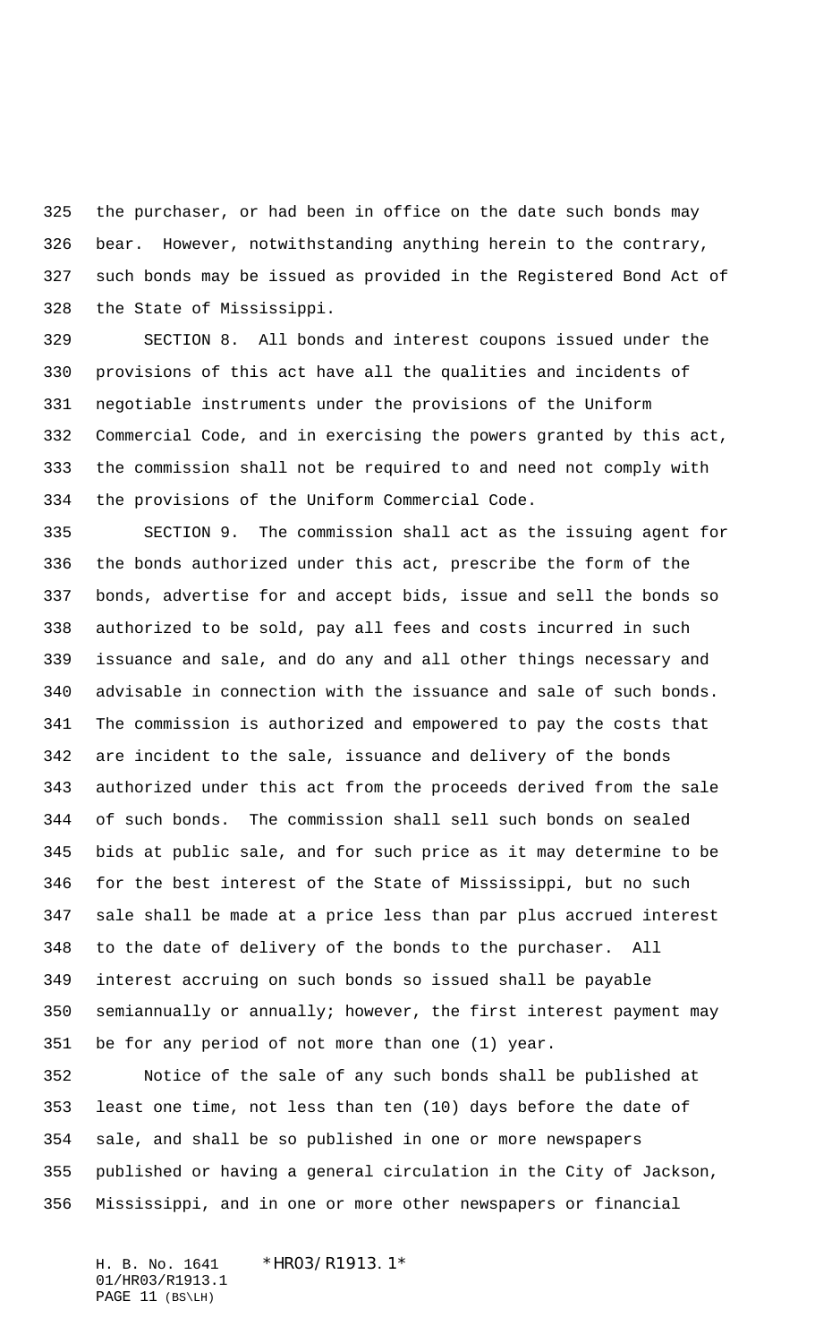the purchaser, or had been in office on the date such bonds may bear. However, notwithstanding anything herein to the contrary, such bonds may be issued as provided in the Registered Bond Act of the State of Mississippi.

SECTION 8. All bonds and interest coupons issued under the provisions of this act have all the qualities and incidents of negotiable instruments under the provisions of the Uniform Commercial Code, and in exercising the powers granted by this act, the commission shall not be required to and need not comply with the provisions of the Uniform Commercial Code.

SECTION 9. The commission shall act as the issuing agent for the bonds authorized under this act, prescribe the form of the bonds, advertise for and accept bids, issue and sell the bonds so authorized to be sold, pay all fees and costs incurred in such issuance and sale, and do any and all other things necessary and advisable in connection with the issuance and sale of such bonds. The commission is authorized and empowered to pay the costs that are incident to the sale, issuance and delivery of the bonds authorized under this act from the proceeds derived from the sale of such bonds. The commission shall sell such bonds on sealed bids at public sale, and for such price as it may determine to be for the best interest of the State of Mississippi, but no such sale shall be made at a price less than par plus accrued interest to the date of delivery of the bonds to the purchaser. All interest accruing on such bonds so issued shall be payable semiannually or annually; however, the first interest payment may be for any period of not more than one (1) year.

Notice of the sale of any such bonds shall be published at least one time, not less than ten (10) days before the date of sale, and shall be so published in one or more newspapers published or having a general circulation in the City of Jackson, Mississippi, and in one or more other newspapers or financial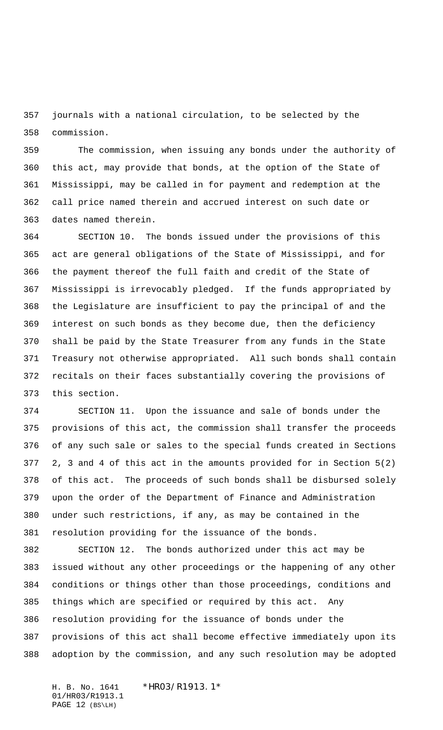journals with a national circulation, to be selected by the commission.

The commission, when issuing any bonds under the authority of this act, may provide that bonds, at the option of the State of Mississippi, may be called in for payment and redemption at the call price named therein and accrued interest on such date or dates named therein.

SECTION 10. The bonds issued under the provisions of this act are general obligations of the State of Mississippi, and for the payment thereof the full faith and credit of the State of Mississippi is irrevocably pledged. If the funds appropriated by the Legislature are insufficient to pay the principal of and the interest on such bonds as they become due, then the deficiency shall be paid by the State Treasurer from any funds in the State Treasury not otherwise appropriated. All such bonds shall contain recitals on their faces substantially covering the provisions of this section.

SECTION 11. Upon the issuance and sale of bonds under the provisions of this act, the commission shall transfer the proceeds of any such sale or sales to the special funds created in Sections 2, 3 and 4 of this act in the amounts provided for in Section 5(2) of this act. The proceeds of such bonds shall be disbursed solely upon the order of the Department of Finance and Administration under such restrictions, if any, as may be contained in the resolution providing for the issuance of the bonds.

SECTION 12. The bonds authorized under this act may be issued without any other proceedings or the happening of any other conditions or things other than those proceedings, conditions and things which are specified or required by this act. Any resolution providing for the issuance of bonds under the provisions of this act shall become effective immediately upon its adoption by the commission, and any such resolution may be adopted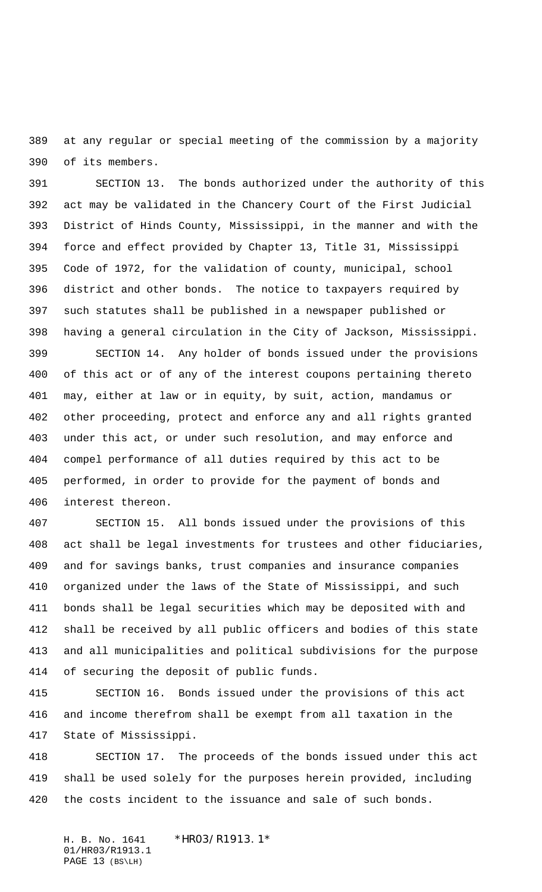at any regular or special meeting of the commission by a majority of its members.

SECTION 13. The bonds authorized under the authority of this act may be validated in the Chancery Court of the First Judicial District of Hinds County, Mississippi, in the manner and with the force and effect provided by Chapter 13, Title 31, Mississippi Code of 1972, for the validation of county, municipal, school district and other bonds. The notice to taxpayers required by such statutes shall be published in a newspaper published or having a general circulation in the City of Jackson, Mississippi.

SECTION 14. Any holder of bonds issued under the provisions of this act or of any of the interest coupons pertaining thereto may, either at law or in equity, by suit, action, mandamus or other proceeding, protect and enforce any and all rights granted under this act, or under such resolution, and may enforce and compel performance of all duties required by this act to be performed, in order to provide for the payment of bonds and interest thereon.

SECTION 15. All bonds issued under the provisions of this act shall be legal investments for trustees and other fiduciaries, and for savings banks, trust companies and insurance companies organized under the laws of the State of Mississippi, and such bonds shall be legal securities which may be deposited with and shall be received by all public officers and bodies of this state and all municipalities and political subdivisions for the purpose of securing the deposit of public funds.

SECTION 16. Bonds issued under the provisions of this act and income therefrom shall be exempt from all taxation in the State of Mississippi.

SECTION 17. The proceeds of the bonds issued under this act shall be used solely for the purposes herein provided, including the costs incident to the issuance and sale of such bonds.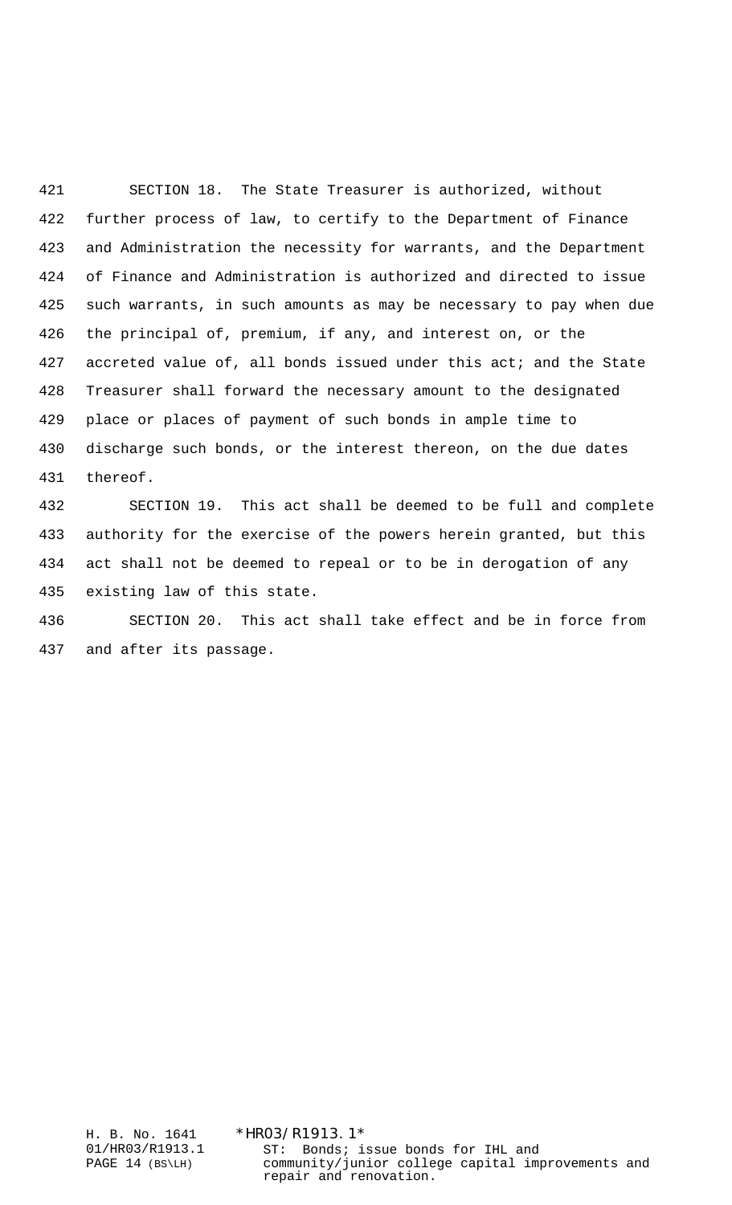SECTION 18. The State Treasurer is authorized, without further process of law, to certify to the Department of Finance and Administration the necessity for warrants, and the Department of Finance and Administration is authorized and directed to issue such warrants, in such amounts as may be necessary to pay when due the principal of, premium, if any, and interest on, or the accreted value of, all bonds issued under this act; and the State Treasurer shall forward the necessary amount to the designated place or places of payment of such bonds in ample time to discharge such bonds, or the interest thereon, on the due dates thereof.

SECTION 19. This act shall be deemed to be full and complete authority for the exercise of the powers herein granted, but this act shall not be deemed to repeal or to be in derogation of any existing law of this state.

SECTION 20. This act shall take effect and be in force from and after its passage.